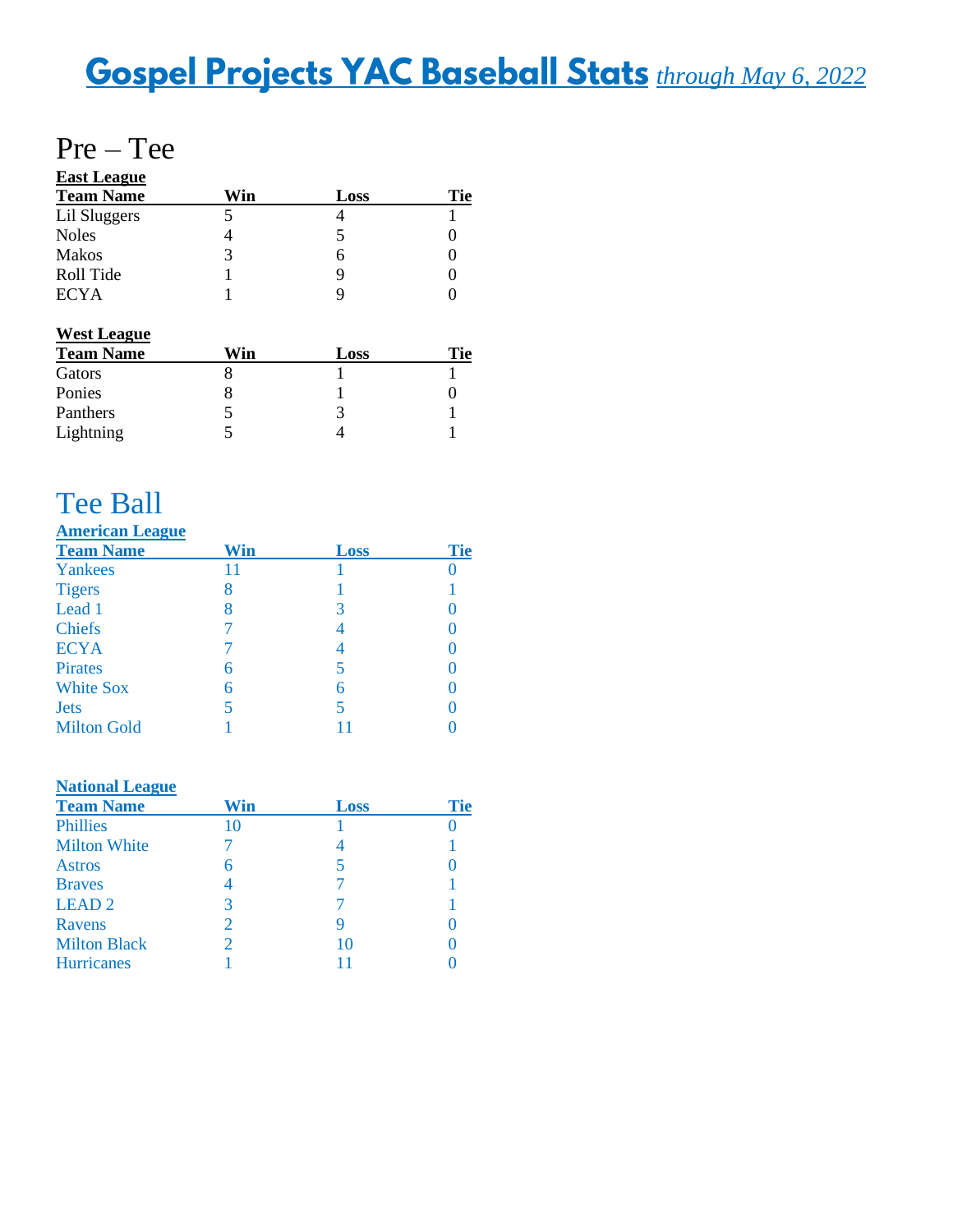# Gospel Projects YAC Baseball Stats *through May 6, 2022*

## Pre – Tee

### East League

| Team Name | Win | Loss | Tie |
|---|---|---|---|
| Lil Sluggers | 5 | 4 | 1 |
| Noles | 4 | 5 | 0 |
| Makos | 3 | 6 | 0 |
| Roll Tide | 1 | 9 | 0 |
| ECYA | 1 | 9 | 0 |

### West League

| Team Name | Win | Loss | Tie |
|---|---|---|---|
| Gators | 8 | 1 | 1 |
| Ponies | 8 | 1 | 0 |
| Panthers | 5 | 3 | 1 |
| Lightning | 5 | 4 | 1 |

## Tee Ball

### American League

| Team Name | Win | Loss | Tie |
|---|---|---|---|
| Yankees | 11 | 1 | 0 |
| Tigers | 8 | 1 | 1 |
| Lead 1 | 8 | 3 | 0 |
| Chiefs | 7 | 4 | 0 |
| ECYA | 7 | 4 | 0 |
| Pirates | 6 | 5 | 0 |
| White Sox | 6 | 6 | 0 |
| Jets | 5 | 5 | 0 |
| Milton Gold | 1 | 11 | 0 |

### National League

| Team Name | Win | Loss | Tie |
|---|---|---|---|
| Phillies | 10 | 1 | 0 |
| Milton White | 7 | 4 | 1 |
| Astros | 6 | 5 | 0 |
| Braves | 4 | 7 | 1 |
| LEAD 2 | 3 | 7 | 1 |
| Ravens | 2 | 9 | 0 |
| Milton Black | 2 | 10 | 0 |
| Hurricanes | 1 | 11 | 0 |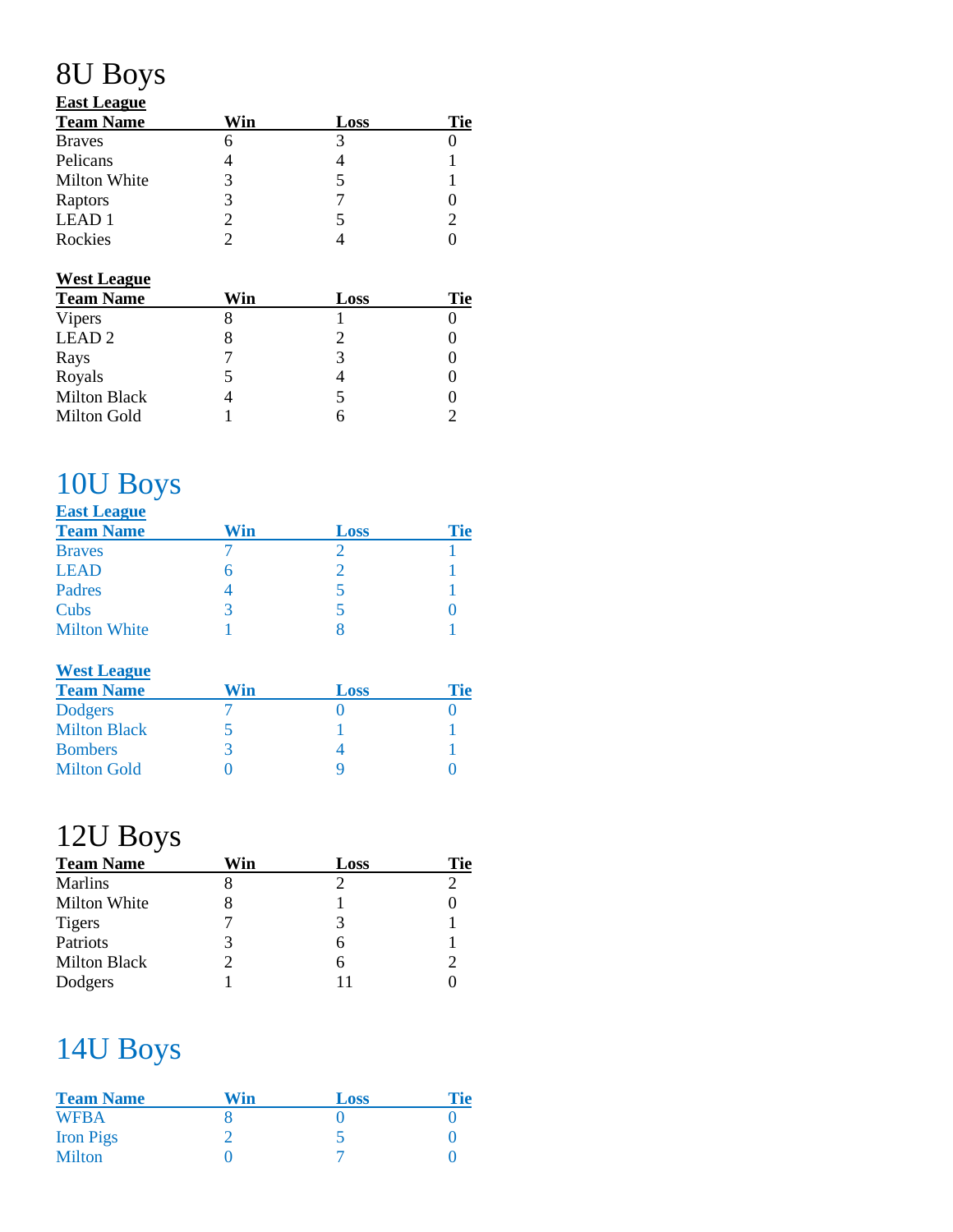# 8U Boys

**East League**

| Team Name | Win | Loss | Tie |
|---|---|---|---|
| Braves | 6 | 3 | 0 |
| Pelicans | 4 | 4 | 1 |
| Milton White | 3 | 5 | 1 |
| Raptors | 3 | 7 | 0 |
| LEAD 1 | 2 | 5 | 2 |
| Rockies | 2 | 4 | 0 |

**West League**

| Team Name | Win | Loss | Tie |
|---|---|---|---|
| Vipers | 8 | 1 | 0 |
| LEAD 2 | 8 | 2 | 0 |
| Rays | 7 | 3 | 0 |
| Royals | 5 | 4 | 0 |
| Milton Black | 4 | 5 | 0 |
| Milton Gold | 1 | 6 | 2 |

# 10U Boys

**East League**

| Team Name | Win | Loss | Tie |
|---|---|---|---|
| Braves | 7 | 2 | 1 |
| LEAD | 6 | 2 | 1 |
| Padres | 4 | 5 | 1 |
| Cubs | 3 | 5 | 0 |
| Milton White | 1 | 8 | 1 |

**West League**

| Team Name | Win | Loss | Tie |
|---|---|---|---|
| Dodgers | 7 | 0 | 0 |
| Milton Black | 5 | 1 | 1 |
| Bombers | 3 | 4 | 1 |
| Milton Gold | 0 | 9 | 0 |

# 12U Boys

| Team Name | Win | Loss | Tie |
|---|---|---|---|
| Marlins | 8 | 2 | 2 |
| Milton White | 8 | 1 | 0 |
| Tigers | 7 | 3 | 1 |
| Patriots | 3 | 6 | 1 |
| Milton Black | 2 | 6 | 2 |
| Dodgers | 1 | 11 | 0 |

# 14U Boys

| Team Name | Win | Loss | Tie |
|---|---|---|---|
| WFBA | 8 | 0 | 0 |
| Iron Pigs | 2 | 5 | 0 |
| Milton | 0 | 7 | 0 |